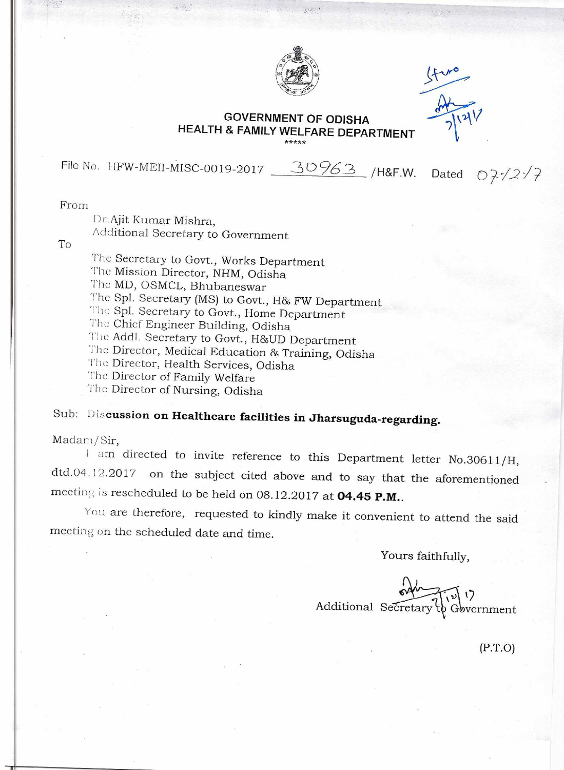**GOVERNMENT OF ODISHA**
**HEALTH & FAMILY WELFARE DEPARTMENT**

\*\*\*\*\*

File No. HFW-MEII-MISC-0019-2017 30963 /H&F.W. Dated 07/12/17

From

Dr.Ajit Kumar Mishra,
Additional Secretary to Government

To

The Secretary to Govt., Works Department
The Mission Director, NHM, Odisha
The MD, OSMCL, Bhubaneswar
The Spl. Secretary (MS) to Govt., H& FW Department
The Spl. Secretary to Govt., Home Department
The Chief Engineer Building, Odisha
The Addl. Secretary to Govt., H&UD Department
The Director, Medical Education & Training, Odisha
The Director, Health Services, Odisha
The Director of Family Welfare
The Director of Nursing, Odisha

Sub: **Discussion on Healthcare facilities in Jharsuguda-regarding.**

Madam/Sir,

I am directed to invite reference to this Department letter No.30611/H, dtd.04.12.2017 on the subject cited above and to say that the aforementioned meeting is rescheduled to be held on 08.12.2017 at **04.45 P.M.**.

You are therefore, requested to kindly make it convenient to attend the said meeting on the scheduled date and time.

Yours faithfully,

Additional Secretary to Government

(P.T.O)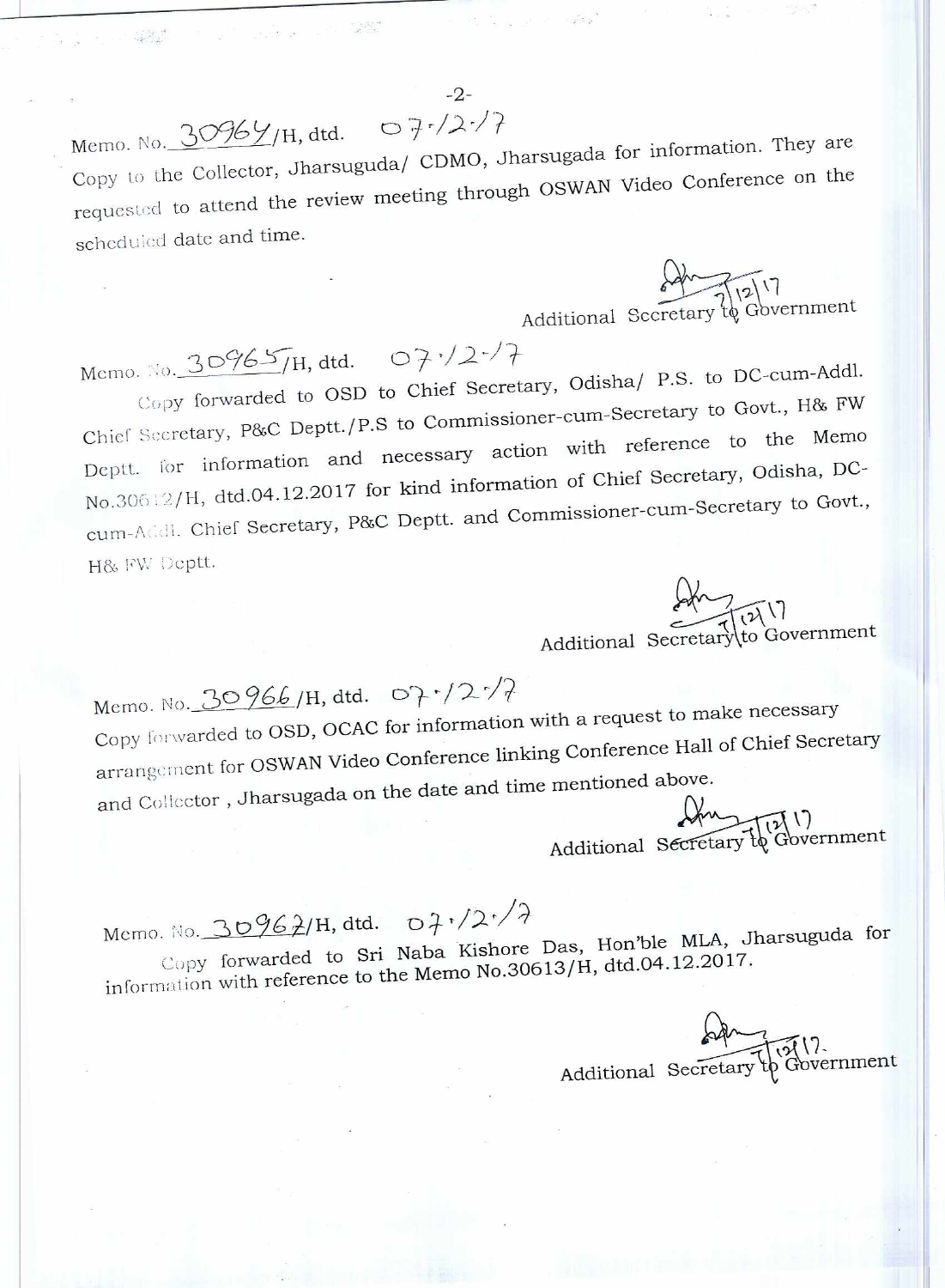Memo. No. 30964/H, dtd. 07.12.17

Copy to the Collector, Jharsuguda/ CDMO, Jharsugada for information. They are requested to attend the review meeting through OSWAN Video Conference on the scheduled date and time.

Additional Secretary to Government

Memo. No. 30965/H, dtd. 07.12.17

Copy forwarded to OSD to Chief Secretary, Odisha/ P.S. to DC-cum-Addl. Chief Secretary, P&C Deptt./P.S to Commissioner-cum-Secretary to Govt., H& FW Deptt. for information and necessary action with reference to the Memo No.30612/H, dtd.04.12.2017 for kind information of Chief Secretary, Odisha, DC-cum-Addl. Chief Secretary, P&C Deptt. and Commissioner-cum-Secretary to Govt., H& FW Deptt.

Additional Secretary to Government

Memo. No. 30966/H, dtd. 07.12.17

Copy forwarded to OSD, OCAC for information with a request to make necessary arrangement for OSWAN Video Conference linking Conference Hall of Chief Secretary and Collector , Jharsugada on the date and time mentioned above.

Additional Secretary to Government

Memo. No. 30967/H, dtd. 07.12.17

Copy forwarded to Sri Naba Kishore Das, Hon'ble MLA, Jharsuguda for information with reference to the Memo No.30613/H, dtd.04.12.2017.

Additional Secretary to Government